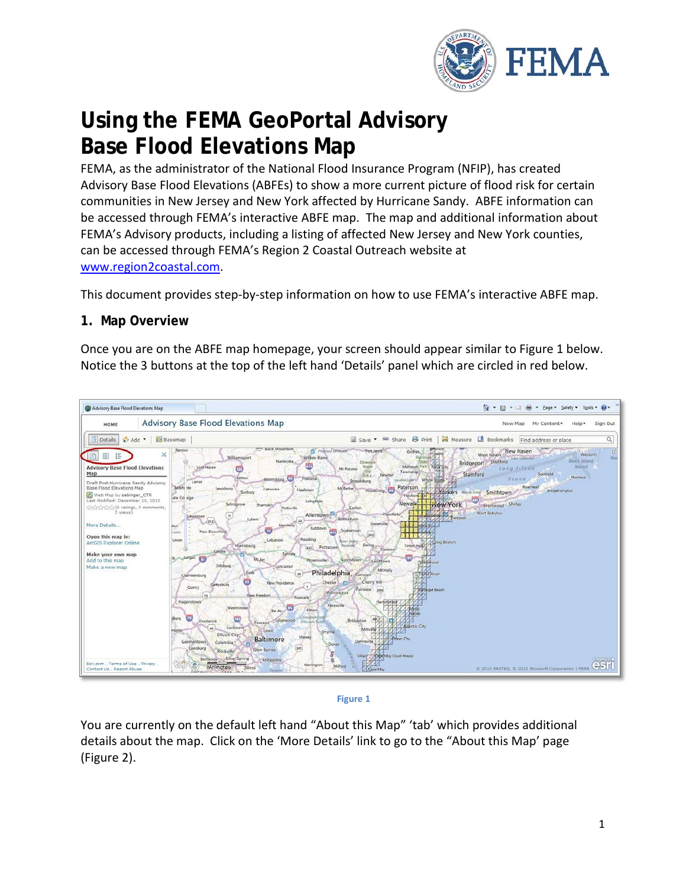# Using the FEMA GeoPortal Advisory Base Flood Elevations Map

FEMA, as the administrator of the National Flood Insurance Program (NFIP), has created Advisory Base Flood Elevations (ABFEs) to show a more current picture of flood risk for certain communities in New Jersey and New York affected by Hurricane Sandy. ABFE information can be accessed through FEMA's interactive ABFE map. The map and additional information about FEMA's Advisory products, including a listing of affected New Jersey and New York counties, can be accessed through FEMA's Region 2 Coastal Outreach website at www.region2coastal.com.

This document provides step-by-step information on how to use FEMA's interactive ABFE map.

## 1. Map Overview

Once you are on the ABFE map homepage, your screen should appear similar to Figure 1 below. Notice the 3 buttons at the top of the left hand 'Details' panel which are circled in red below.

Figure 1

You are currently on the default left hand "About this Map" 'tab' which provides additional details about the map. Click on the 'More Details' link to go to the "About this Map" page (Figure 2).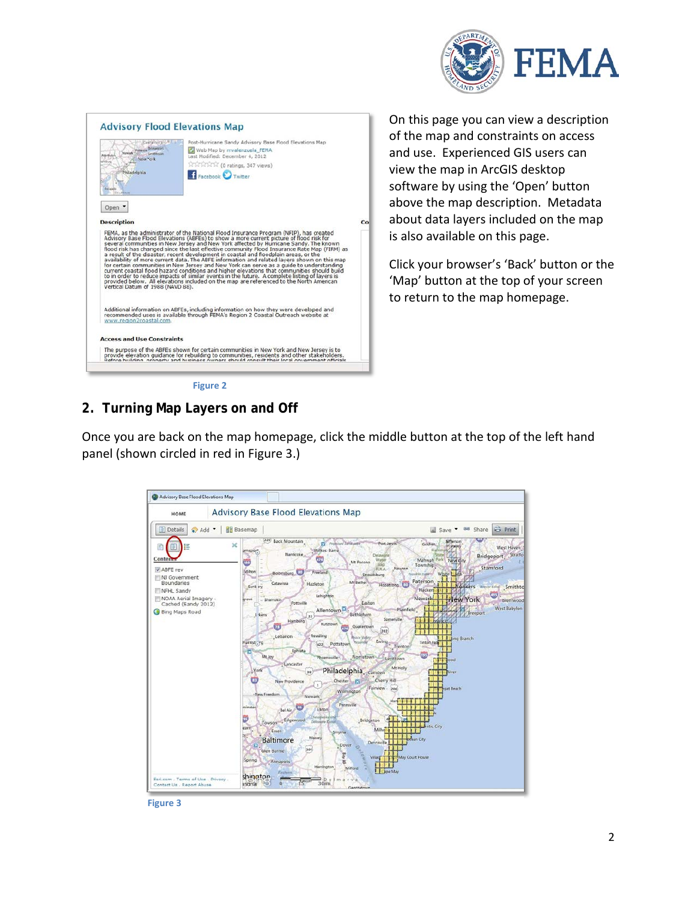On this page you can view a description of the map and constraints on access and use. Experienced GIS users can view the map in ArcGIS desktop software by using the 'Open' button above the map description. Metadata about data layers included on the map is also available on this page.

Click your browser's 'Back' button or the 'Map' button at the top of your screen to return to the map homepage.

Figure 2

## 2. Turning Map Layers on and Off

Once you are back on the map homepage, click the middle button at the top of the left hand panel (shown circled in red in Figure 3.)

Figure 3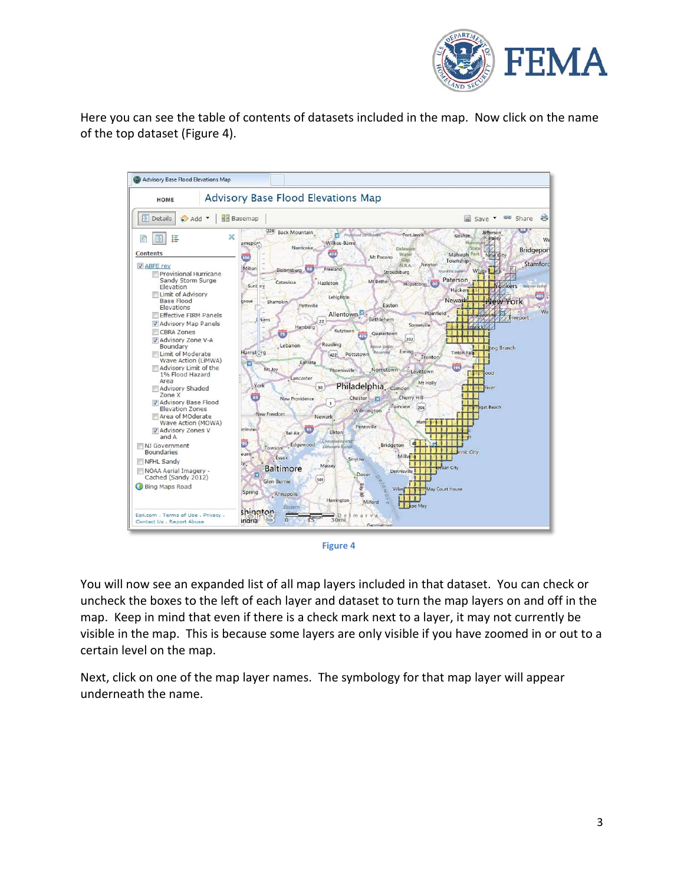Here you can see the table of contents of datasets included in the map. Now click on the name of the top dataset (Figure 4).

Figure 4

You will now see an expanded list of all map layers included in that dataset. You can check or uncheck the boxes to the left of each layer and dataset to turn the map layers on and off in the map. Keep in mind that even if there is a check mark next to a layer, it may not currently be visible in the map. This is because some layers are only visible if you have zoomed in or out to a certain level on the map.

Next, click on one of the map layer names. The symbology for that map layer will appear underneath the name.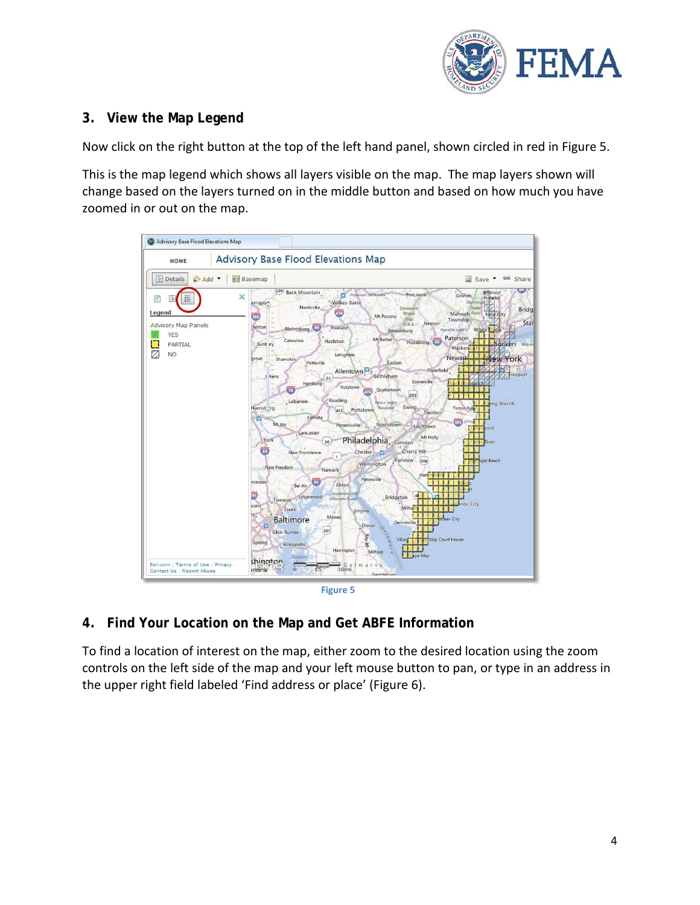## 3. View the Map Legend

Now click on the right button at the top of the left hand panel, shown circled in red in Figure 5.

This is the map legend which shows all layers visible on the map. The map layers shown will change based on the layers turned on in the middle button and based on how much you have zoomed in or out on the map.

Figure 5

## 4. Find Your Location on the Map and Get ABFE Information

To find a location of interest on the map, either zoom to the desired location using the zoom controls on the left side of the map and your left mouse button to pan, or type in an address in the upper right field labeled 'Find address or place' (Figure 6).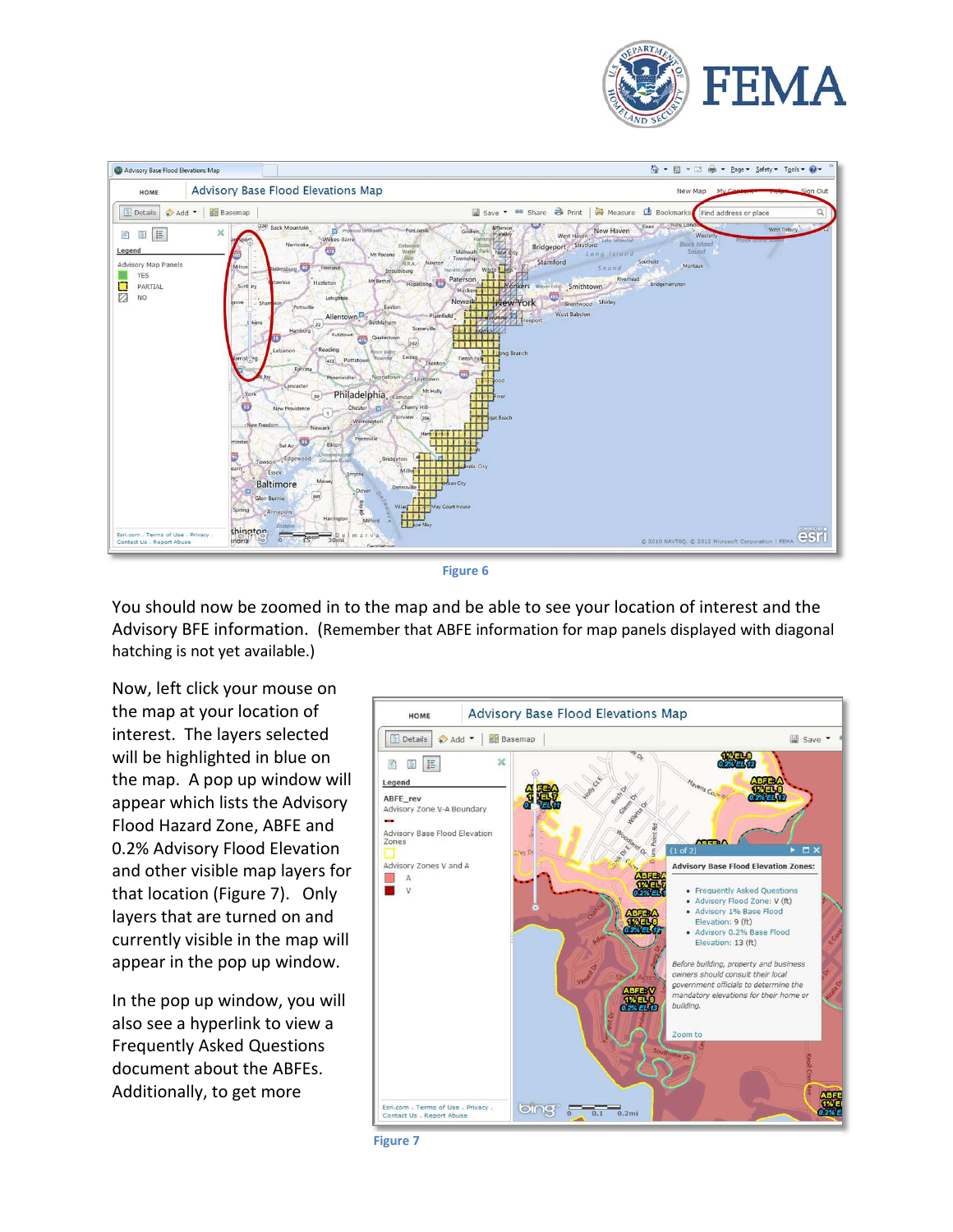Figure 6

You should now be zoomed in to the map and be able to see your location of interest and the Advisory BFE information. (Remember that ABFE information for map panels displayed with diagonal hatching is not yet available.)

Now, left click your mouse on the map at your location of interest. The layers selected will be highlighted in blue on the map. A pop up window will appear which lists the Advisory Flood Hazard Zone, ABFE and 0.2% Advisory Flood Elevation and other visible map layers for that location (Figure 7). Only layers that are turned on and currently visible in the map will appear in the pop up window.

In the pop up window, you will also see a hyperlink to view a Frequently Asked Questions document about the ABFEs. Additionally, to get more

Figure 7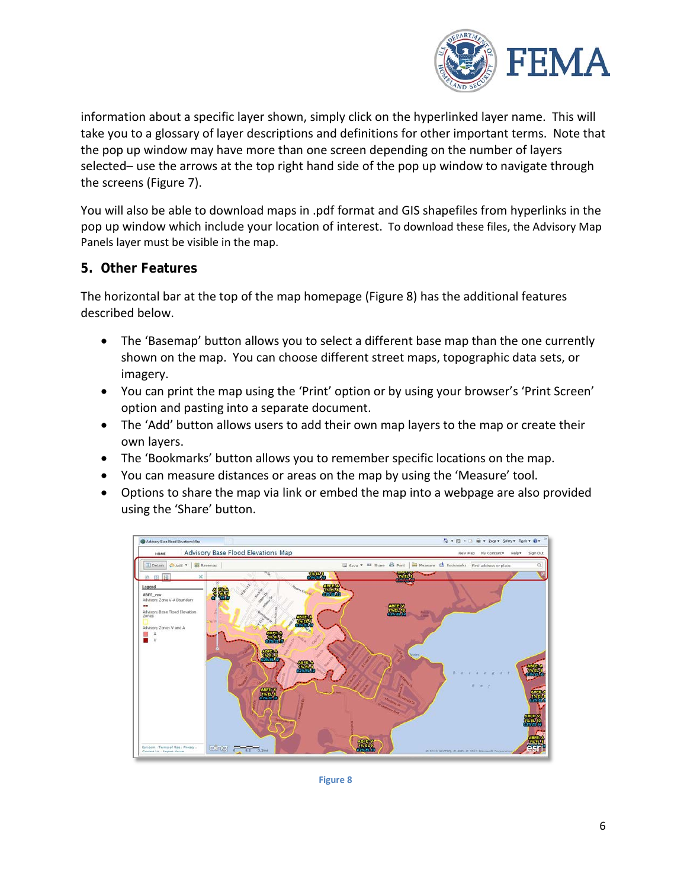information about a specific layer shown, simply click on the hyperlinked layer name. This will take you to a glossary of layer descriptions and definitions for other important terms. Note that the pop up window may have more than one screen depending on the number of layers selected– use the arrows at the top right hand side of the pop up window to navigate through the screens (Figure 7).

You will also be able to download maps in .pdf format and GIS shapefiles from hyperlinks in the pop up window which include your location of interest. To download these files, the Advisory Map Panels layer must be visible in the map.

## 5. Other Features

The horizontal bar at the top of the map homepage (Figure 8) has the additional features described below.

- The 'Basemap' button allows you to select a different base map than the one currently shown on the map. You can choose different street maps, topographic data sets, or imagery.
- You can print the map using the 'Print' option or by using your browser's 'Print Screen' option and pasting into a separate document.
- The 'Add' button allows users to add their own map layers to the map or create their own layers.
- The 'Bookmarks' button allows you to remember specific locations on the map.
- You can measure distances or areas on the map by using the 'Measure' tool.
- Options to share the map via link or embed the map into a webpage are also provided using the 'Share' button.

Figure 8